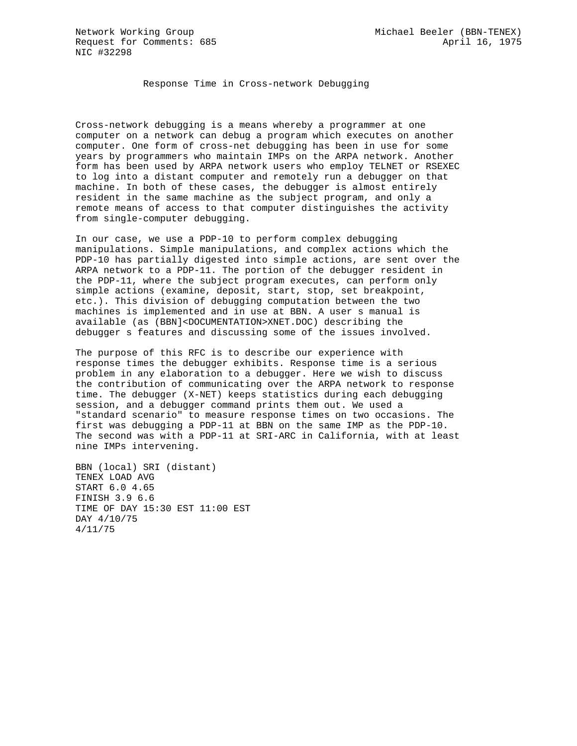Network Working Group Michael Beeler (BBN-TENEX)
Request for Comments: 685 April 16, 1975
NIC #32298

# Response Time in Cross-network Debugging

Cross-network debugging is a means whereby a programmer at one computer on a network can debug a program which executes on another computer. One form of cross-net debugging has been in use for some years by programmers who maintain IMPs on the ARPA network. Another form has been used by ARPA network users who employ TELNET or RSEXEC to log into a distant computer and remotely run a debugger on that machine. In both of these cases, the debugger is almost entirely resident in the same machine as the subject program, and only a remote means of access to that computer distinguishes the activity from single-computer debugging.

In our case, we use a PDP-10 to perform complex debugging manipulations. Simple manipulations, and complex actions which the PDP-10 has partially digested into simple actions, are sent over the ARPA network to a PDP-11. The portion of the debugger resident in the PDP-11, where the subject program executes, can perform only simple actions (examine, deposit, start, stop, set breakpoint, etc.). This division of debugging computation between the two machines is implemented and in use at BBN. A user s manual is available (as (BBN]<DOCUMENTATION>XNET.DOC) describing the debugger s features and discussing some of the issues involved.

The purpose of this RFC is to describe our experience with response times the debugger exhibits. Response time is a serious problem in any elaboration to a debugger. Here we wish to discuss the contribution of communicating over the ARPA network to response time. The debugger (X-NET) keeps statistics during each debugging session, and a debugger command prints them out. We used a "standard scenario" to measure response times on two occasions. The first was debugging a PDP-11 at BBN on the same IMP as the PDP-10. The second was with a PDP-11 at SRI-ARC in California, with at least nine IMPs intervening.

BBN (local) SRI (distant)
TENEX LOAD AVG
START 6.0 4.65
FINISH 3.9 6.6
TIME OF DAY 15:30 EST 11:00 EST
DAY 4/10/75
4/11/75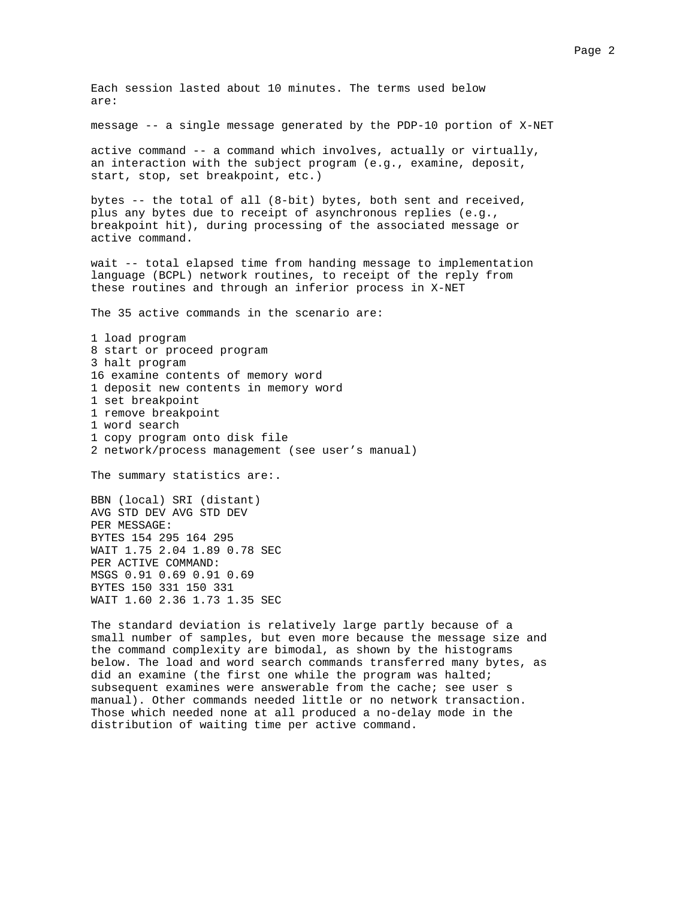Each session lasted about 10 minutes. The terms used below are:

message -- a single message generated by the PDP-10 portion of X-NET

active command -- a command which involves, actually or virtually, an interaction with the subject program (e.g., examine, deposit, start, stop, set breakpoint, etc.)

bytes -- the total of all (8-bit) bytes, both sent and received, plus any bytes due to receipt of asynchronous replies (e.g., breakpoint hit), during processing of the associated message or active command.

wait -- total elapsed time from handing message to implementation language (BCPL) network routines, to receipt of the reply from these routines and through an inferior process in X-NET

The 35 active commands in the scenario are:

1 load program
8 start or proceed program
3 halt program
16 examine contents of memory word
1 deposit new contents in memory word
1 set breakpoint
1 remove breakpoint
1 word search
1 copy program onto disk file
2 network/process management (see user's manual)

The summary statistics are:.

| | BBN (local) | | SRI (distant) | | |
|---|---|---|---|---|---|
| | AVG | STD DEV | AVG | STD DEV | |
| PER MESSAGE: | | | | | |
| BYTES | 154 | 295 | 164 | 295 | |
| WAIT | 1.75 | 2.04 | 1.89 | 0.78 | SEC |
| PER ACTIVE COMMAND: | | | | | |
| MSGS | 0.91 | 0.69 | 0.91 | 0.69 | |
| BYTES | 150 | 331 | 150 | 331 | |
| WAIT | 1.60 | 2.36 | 1.73 | 1.35 | SEC |

The standard deviation is relatively large partly because of a small number of samples, but even more because the message size and the command complexity are bimodal, as shown by the histograms below. The load and word search commands transferred many bytes, as did an examine (the first one while the program was halted; subsequent examines were answerable from the cache; see user s manual). Other commands needed little or no network transaction. Those which needed none at all produced a no-delay mode in the distribution of waiting time per active command.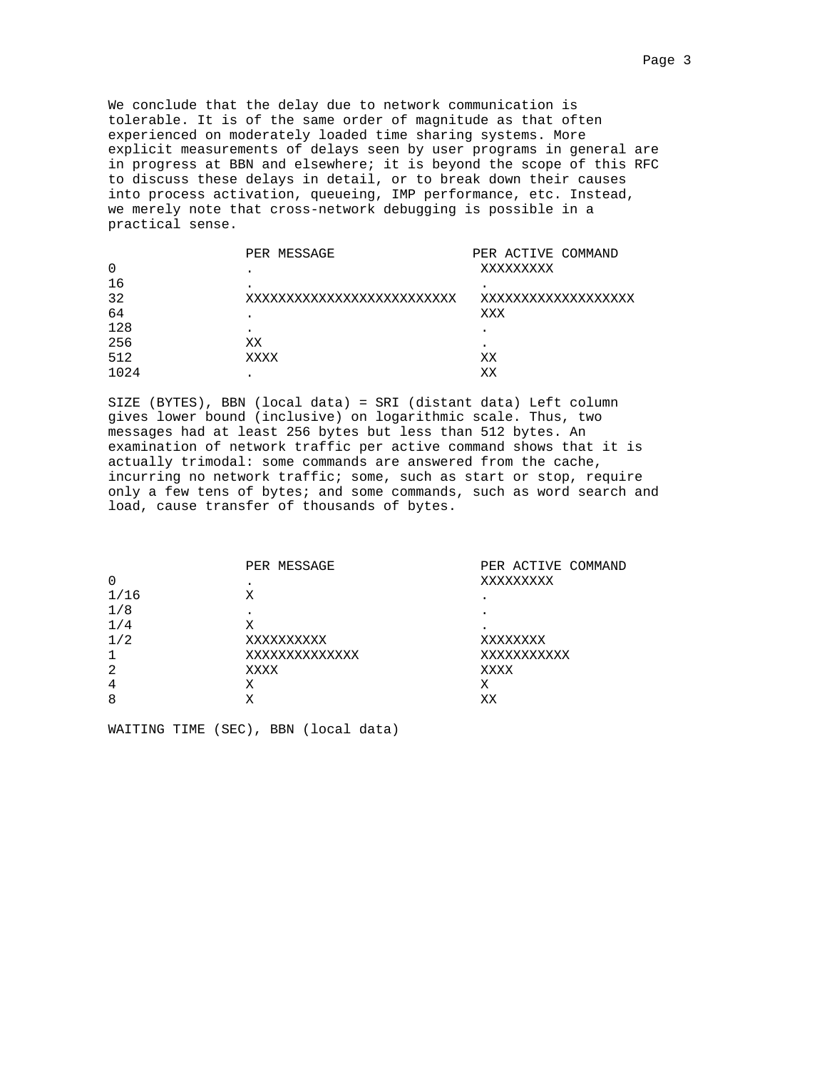We conclude that the delay due to network communication is tolerable. It is of the same order of magnitude as that often experienced on moderately loaded time sharing systems. More explicit measurements of delays seen by user programs in general are in progress at BBN and elsewhere; it is beyond the scope of this RFC to discuss these delays in detail, or to break down their causes into process activation, queueing, IMP performance, etc. Instead, we merely note that cross-network debugging is possible in a practical sense.

```
                PER MESSAGE                PER ACTIVE COMMAND
0               .                           XXXXXXXXX
16              .                           .
32              XXXXXXXXXXXXXXXXXXXXXXXXX   XXXXXXXXXXXXXXXXXXX
64              .                           XXX
128             .                           .
256             XX                          .
512             XXXX                        XX
1024            .                           XX
```

SIZE (BYTES), BBN (local data) = SRI (distant data) Left column gives lower bound (inclusive) on logarithmic scale. Thus, two messages had at least 256 bytes but less than 512 bytes. An examination of network traffic per active command shows that it is actually trimodal: some commands are answered from the cache, incurring no network traffic; some, such as start or stop, require only a few tens of bytes; and some commands, such as word search and load, cause transfer of thousands of bytes.

```
                PER MESSAGE                PER ACTIVE COMMAND
0               .                           XXXXXXXXX
1/16            X                           .
1/8             .                           .
1/4             X                           .
1/2             XXXXXXXXXX                  XXXXXXXX
1               XXXXXXXXXXXXXX              XXXXXXXXXXX
2               XXXX                        XXXX
4               X                           X
8               X                           XX
```

WAITING TIME (SEC), BBN (local data)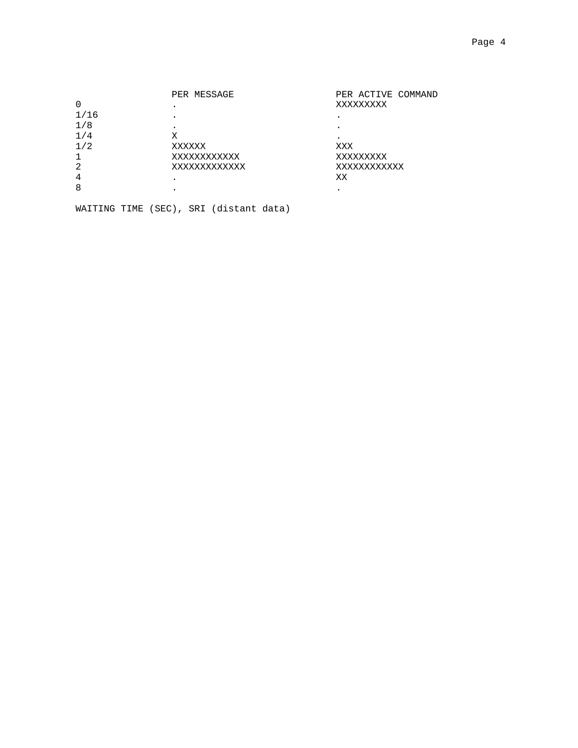```
                PER MESSAGE                 PER ACTIVE COMMAND
0               .                           XXXXXXXXX
1/16            .                           .
1/8             .                           .
1/4             X                           .
1/2             XXXXXX                      XXX
1               XXXXXXXXXXXX                XXXXXXXXX
2               XXXXXXXXXXXXX               XXXXXXXXXXXX
4               .                           XX
8               .                           .
```

WAITING TIME (SEC), SRI (distant data)